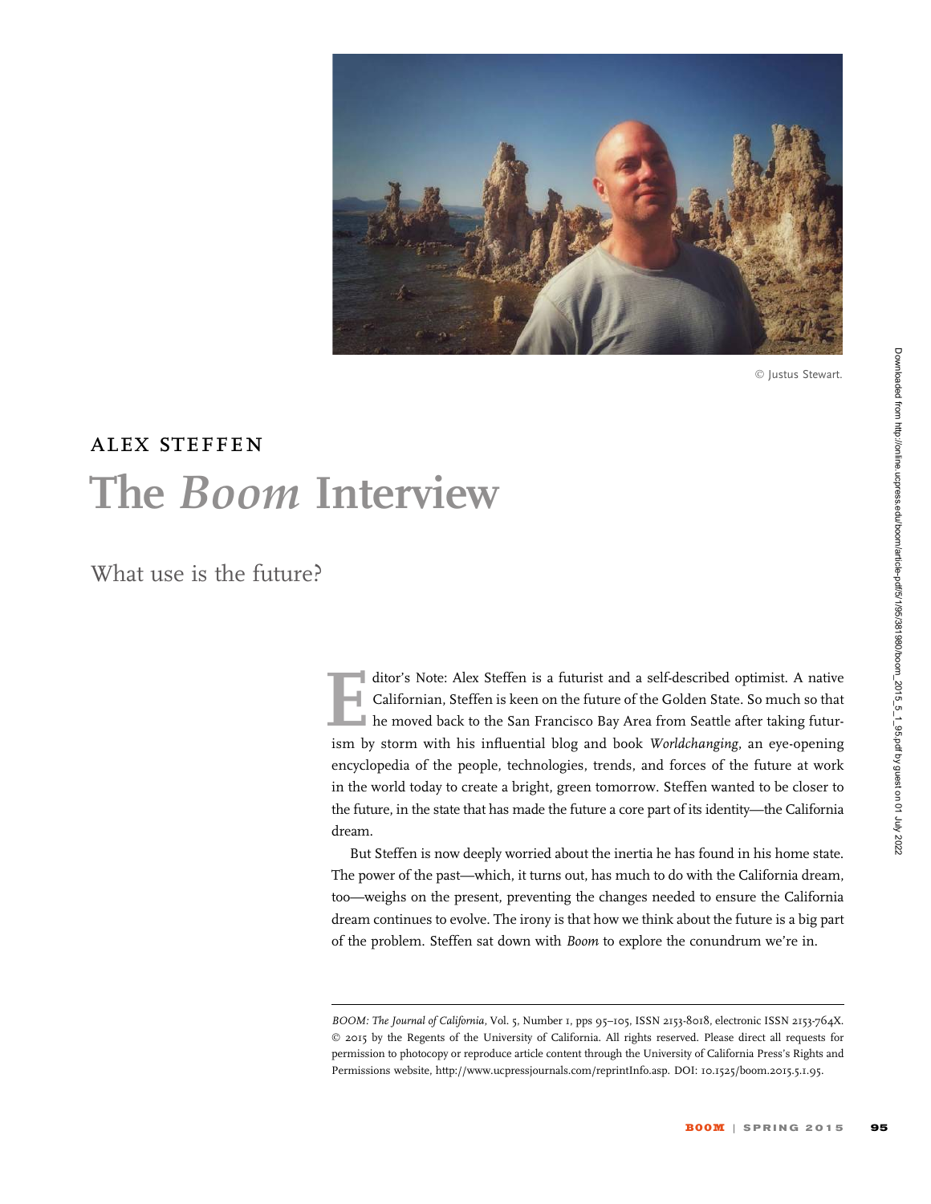© Justus Stewart.

## ALEX STEFFEN

# The *Boom* Interview

## What use is the future?

Editor's Note: Alex Steffen is a futurist and a self-described optimist. A native Californian, Steffen is keen on the future of the Golden State. So much so that he moved back to the San Francisco Bay Area from Seattle after taking futurism by storm with his influential blog and book *Worldchanging*, an eye-opening encyclopedia of the people, technologies, trends, and forces of the future at work in the world today to create a bright, green tomorrow. Steffen wanted to be closer to the future, in the state that has made the future a core part of its identity—the California dream.

But Steffen is now deeply worried about the inertia he has found in his home state. The power of the past—which, it turns out, has much to do with the California dream, too—weighs on the present, preventing the changes needed to ensure the California dream continues to evolve. The irony is that how we think about the future is a big part of the problem. Steffen sat down with *Boom* to explore the conundrum we're in.

*BOOM: The Journal of California*, Vol. 5, Number 1, pps 95–105, ISSN 2153-8018, electronic ISSN 2153-764X. © 2015 by the Regents of the University of California. All rights reserved. Please direct all requests for permission to photocopy or reproduce article content through the University of California Press's Rights and Permissions website, http://www.ucpressjournals.com/reprintInfo.asp. DOI: 10.1525/boom.2015.5.1.95.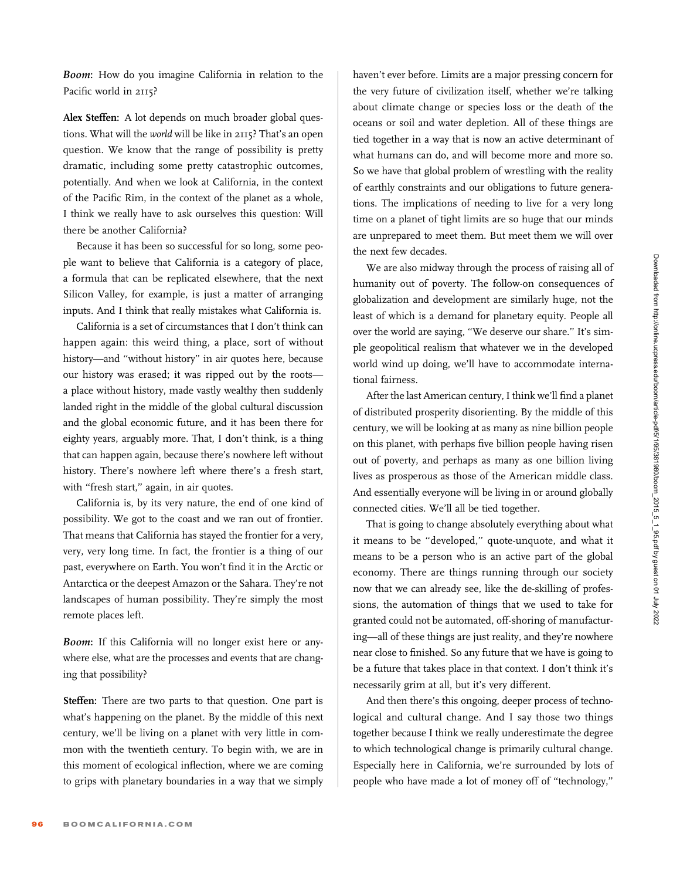***Boom*:** How do you imagine California in relation to the Pacific world in 2115?

**Alex Steffen:** A lot depends on much broader global questions. What will the *world* will be like in 2115? That's an open question. We know that the range of possibility is pretty dramatic, including some pretty catastrophic outcomes, potentially. And when we look at California, in the context of the Pacific Rim, in the context of the planet as a whole, I think we really have to ask ourselves this question: Will there be another California?

Because it has been so successful for so long, some people want to believe that California is a category of place, a formula that can be replicated elsewhere, that the next Silicon Valley, for example, is just a matter of arranging inputs. And I think that really mistakes what California is.

California is a set of circumstances that I don't think can happen again: this weird thing, a place, sort of without history—and "without history" in air quotes here, because our history was erased; it was ripped out by the roots—a place without history, made vastly wealthy then suddenly landed right in the middle of the global cultural discussion and the global economic future, and it has been there for eighty years, arguably more. That, I don't think, is a thing that can happen again, because there's nowhere left without history. There's nowhere left where there's a fresh start, with "fresh start," again, in air quotes.

California is, by its very nature, the end of one kind of possibility. We got to the coast and we ran out of frontier. That means that California has stayed the frontier for a very, very, very long time. In fact, the frontier is a thing of our past, everywhere on Earth. You won't find it in the Arctic or Antarctica or the deepest Amazon or the Sahara. They're not landscapes of human possibility. They're simply the most remote places left.

***Boom*:** If this California will no longer exist here or anywhere else, what are the processes and events that are changing that possibility?

**Steffen:** There are two parts to that question. One part is what's happening on the planet. By the middle of this next century, we'll be living on a planet with very little in common with the twentieth century. To begin with, we are in this moment of ecological inflection, where we are coming to grips with planetary boundaries in a way that we simply haven't ever before. Limits are a major pressing concern for the very future of civilization itself, whether we're talking about climate change or species loss or the death of the oceans or soil and water depletion. All of these things are tied together in a way that is now an active determinant of what humans can do, and will become more and more so. So we have that global problem of wrestling with the reality of earthly constraints and our obligations to future generations. The implications of needing to live for a very long time on a planet of tight limits are so huge that our minds are unprepared to meet them. But meet them we will over the next few decades.

We are also midway through the process of raising all of humanity out of poverty. The follow-on consequences of globalization and development are similarly huge, not the least of which is a demand for planetary equity. People all over the world are saying, "We deserve our share." It's simple geopolitical realism that whatever we in the developed world wind up doing, we'll have to accommodate international fairness.

After the last American century, I think we'll find a planet of distributed prosperity disorienting. By the middle of this century, we will be looking at as many as nine billion people on this planet, with perhaps five billion people having risen out of poverty, and perhaps as many as one billion living lives as prosperous as those of the American middle class. And essentially everyone will be living in or around globally connected cities. We'll all be tied together.

That is going to change absolutely everything about what it means to be "developed," quote-unquote, and what it means to be a person who is an active part of the global economy. There are things running through our society now that we can already see, like the de-skilling of professions, the automation of things that we used to take for granted could not be automated, off-shoring of manufacturing—all of these things are just reality, and they're nowhere near close to finished. So any future that we have is going to be a future that takes place in that context. I don't think it's necessarily grim at all, but it's very different.

And then there's this ongoing, deeper process of technological and cultural change. And I say those two things together because I think we really underestimate the degree to which technological change is primarily cultural change. Especially here in California, we're surrounded by lots of people who have made a lot of money off of "technology,"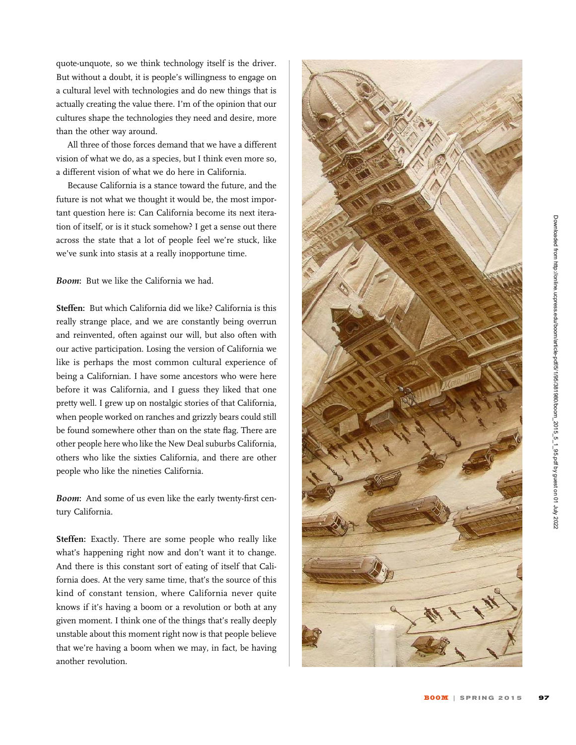quote-unquote, so we think technology itself is the driver. But without a doubt, it is people's willingness to engage on a cultural level with technologies and do new things that is actually creating the value there. I'm of the opinion that our cultures shape the technologies they need and desire, more than the other way around.

All three of those forces demand that we have a different vision of what we do, as a species, but I think even more so, a different vision of what we do here in California.

Because California is a stance toward the future, and the future is not what we thought it would be, the most important question here is: Can California become its next iteration of itself, or is it stuck somehow? I get a sense out there across the state that a lot of people feel we're stuck, like we've sunk into stasis at a really inopportune time.

***Boom*:** But we like the California we had.

**Steffen:** But which California did we like? California is this really strange place, and we are constantly being overrun and reinvented, often against our will, but also often with our active participation. Losing the version of California we like is perhaps the most common cultural experience of being a Californian. I have some ancestors who were here before it was California, and I guess they liked that one pretty well. I grew up on nostalgic stories of that California, when people worked on ranches and grizzly bears could still be found somewhere other than on the state flag. There are other people here who like the New Deal suburbs California, others who like the sixties California, and there are other people who like the nineties California.

***Boom*:** And some of us even like the early twenty-first century California.

**Steffen:** Exactly. There are some people who really like what's happening right now and don't want it to change. And there is this constant sort of eating of itself that California does. At the very same time, that's the source of this kind of constant tension, where California never quite knows if it's having a boom or a revolution or both at any given moment. I think one of the things that's really deeply unstable about this moment right now is that people believe that we're having a boom when we may, in fact, be having another revolution.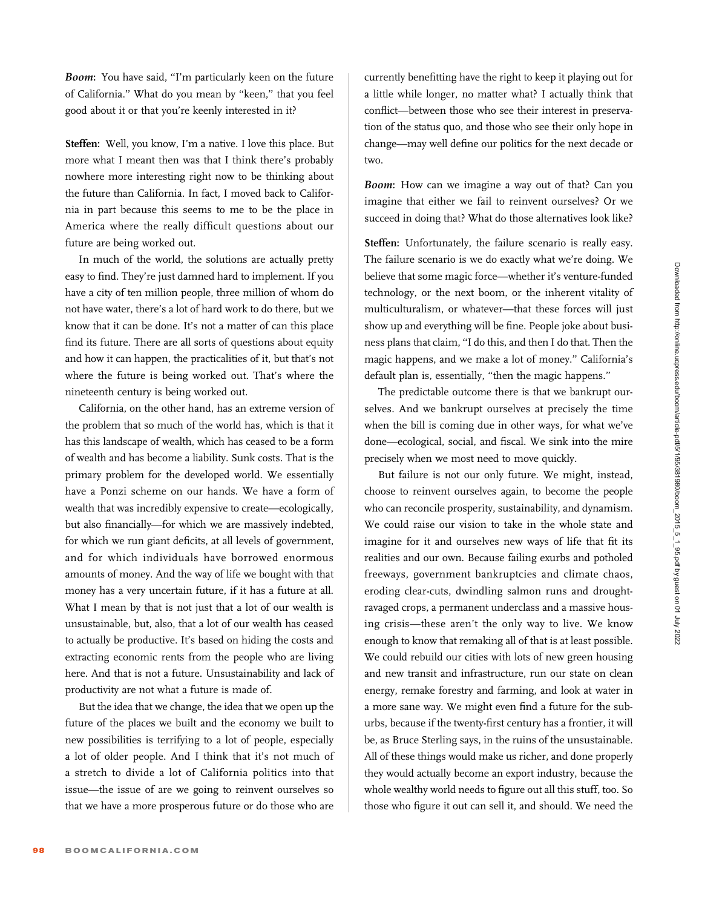***Boom*:** You have said, "I'm particularly keen on the future of California." What do you mean by "keen," that you feel good about it or that you're keenly interested in it?

**Steffen:** Well, you know, I'm a native. I love this place. But more what I meant then was that I think there's probably nowhere more interesting right now to be thinking about the future than California. In fact, I moved back to California in part because this seems to me to be the place in America where the really difficult questions about our future are being worked out.

In much of the world, the solutions are actually pretty easy to find. They're just damned hard to implement. If you have a city of ten million people, three million of whom do not have water, there's a lot of hard work to do there, but we know that it can be done. It's not a matter of can this place find its future. There are all sorts of questions about equity and how it can happen, the practicalities of it, but that's not where the future is being worked out. That's where the nineteenth century is being worked out.

California, on the other hand, has an extreme version of the problem that so much of the world has, which is that it has this landscape of wealth, which has ceased to be a form of wealth and has become a liability. Sunk costs. That is the primary problem for the developed world. We essentially have a Ponzi scheme on our hands. We have a form of wealth that was incredibly expensive to create—ecologically, but also financially—for which we are massively indebted, for which we run giant deficits, at all levels of government, and for which individuals have borrowed enormous amounts of money. And the way of life we bought with that money has a very uncertain future, if it has a future at all. What I mean by that is not just that a lot of our wealth is unsustainable, but, also, that a lot of our wealth has ceased to actually be productive. It's based on hiding the costs and extracting economic rents from the people who are living here. And that is not a future. Unsustainability and lack of productivity are not what a future is made of.

But the idea that we change, the idea that we open up the future of the places we built and the economy we built to new possibilities is terrifying to a lot of people, especially a lot of older people. And I think that it's not much of a stretch to divide a lot of California politics into that issue—the issue of are we going to reinvent ourselves so that we have a more prosperous future or do those who are currently benefitting have the right to keep it playing out for a little while longer, no matter what? I actually think that conflict—between those who see their interest in preservation of the status quo, and those who see their only hope in change—may well define our politics for the next decade or two.

***Boom*:** How can we imagine a way out of that? Can you imagine that either we fail to reinvent ourselves? Or we succeed in doing that? What do those alternatives look like?

**Steffen:** Unfortunately, the failure scenario is really easy. The failure scenario is we do exactly what we're doing. We believe that some magic force—whether it's venture-funded technology, or the next boom, or the inherent vitality of multiculturalism, or whatever—that these forces will just show up and everything will be fine. People joke about business plans that claim, "I do this, and then I do that. Then the magic happens, and we make a lot of money." California's default plan is, essentially, "then the magic happens."

The predictable outcome there is that we bankrupt ourselves. And we bankrupt ourselves at precisely the time when the bill is coming due in other ways, for what we've done—ecological, social, and fiscal. We sink into the mire precisely when we most need to move quickly.

But failure is not our only future. We might, instead, choose to reinvent ourselves again, to become the people who can reconcile prosperity, sustainability, and dynamism. We could raise our vision to take in the whole state and imagine for it and ourselves new ways of life that fit its realities and our own. Because failing exurbs and potholed freeways, government bankruptcies and climate chaos, eroding clear-cuts, dwindling salmon runs and drought-ravaged crops, a permanent underclass and a massive housing crisis—these aren't the only way to live. We know enough to know that remaking all of that is at least possible. We could rebuild our cities with lots of new green housing and new transit and infrastructure, run our state on clean energy, remake forestry and farming, and look at water in a more sane way. We might even find a future for the suburbs, because if the twenty-first century has a frontier, it will be, as Bruce Sterling says, in the ruins of the unsustainable. All of these things would make us richer, and done properly they would actually become an export industry, because the whole wealthy world needs to figure out all this stuff, too. So those who figure it out can sell it, and should. We need the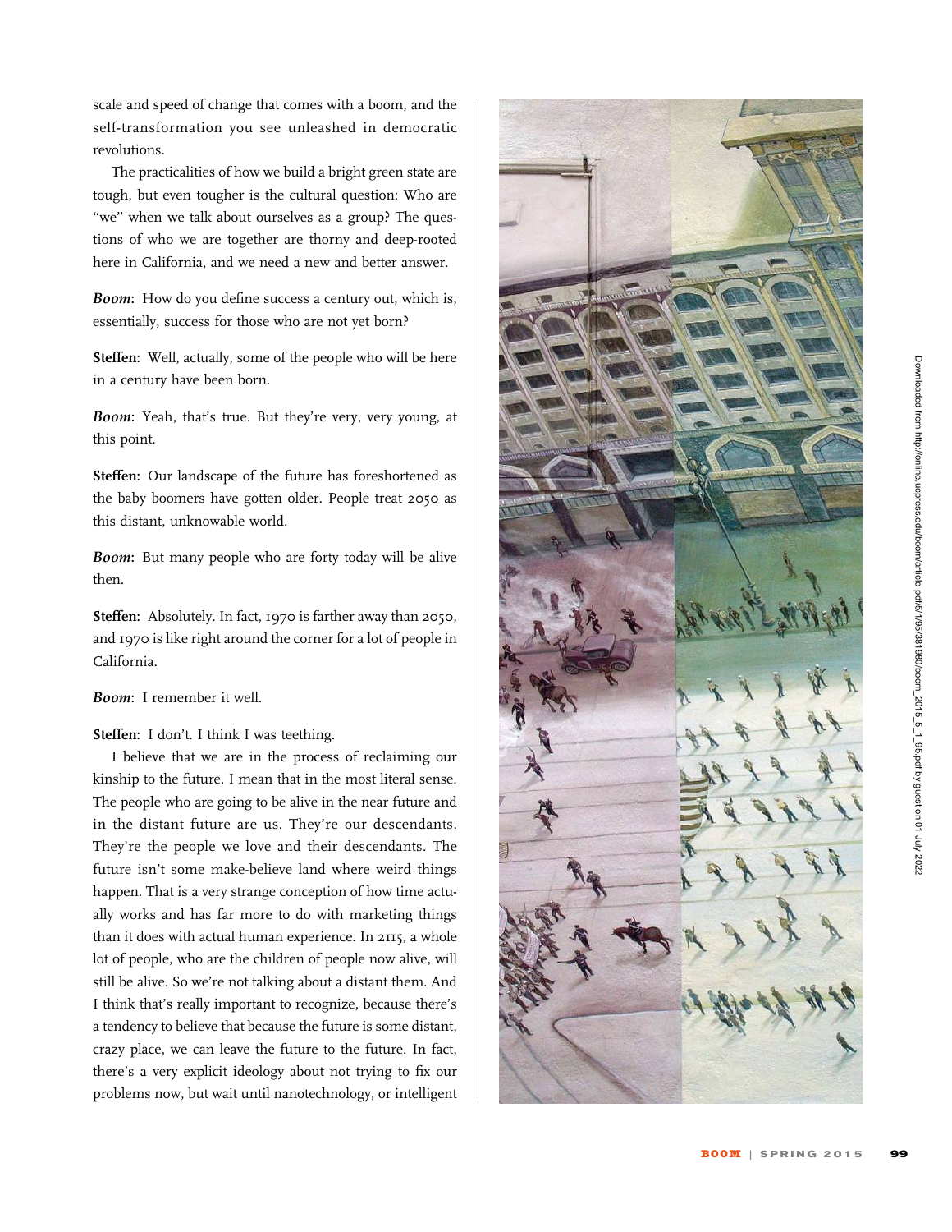scale and speed of change that comes with a boom, and the self-transformation you see unleashed in democratic revolutions.

The practicalities of how we build a bright green state are tough, but even tougher is the cultural question: Who are "we" when we talk about ourselves as a group? The questions of who we are together are thorny and deep-rooted here in California, and we need a new and better answer.

***Boom***: How do you define success a century out, which is, essentially, success for those who are not yet born?

**Steffen:** Well, actually, some of the people who will be here in a century have been born.

***Boom***: Yeah, that's true. But they're very, very young, at this point.

**Steffen:** Our landscape of the future has foreshortened as the baby boomers have gotten older. People treat 2050 as this distant, unknowable world.

***Boom***: But many people who are forty today will be alive then.

**Steffen:** Absolutely. In fact, 1970 is farther away than 2050, and 1970 is like right around the corner for a lot of people in California.

***Boom***: I remember it well.

**Steffen:** I don't. I think I was teething.

I believe that we are in the process of reclaiming our kinship to the future. I mean that in the most literal sense. The people who are going to be alive in the near future and in the distant future are us. They're our descendants. They're the people we love and their descendants. The future isn't some make-believe land where weird things happen. That is a very strange conception of how time actually works and has far more to do with marketing things than it does with actual human experience. In 2115, a whole lot of people, who are the children of people now alive, will still be alive. So we're not talking about a distant them. And I think that's really important to recognize, because there's a tendency to believe that because the future is some distant, crazy place, we can leave the future to the future. In fact, there's a very explicit ideology about not trying to fix our problems now, but wait until nanotechnology, or intelligent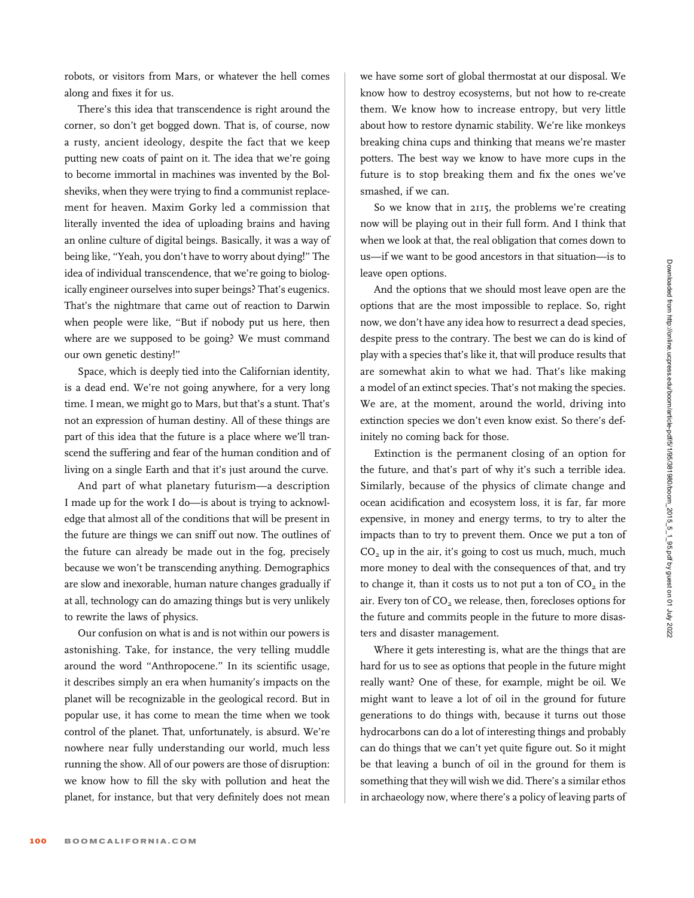robots, or visitors from Mars, or whatever the hell comes along and fixes it for us.

There's this idea that transcendence is right around the corner, so don't get bogged down. That is, of course, now a rusty, ancient ideology, despite the fact that we keep putting new coats of paint on it. The idea that we're going to become immortal in machines was invented by the Bolsheviks, when they were trying to find a communist replacement for heaven. Maxim Gorky led a commission that literally invented the idea of uploading brains and having an online culture of digital beings. Basically, it was a way of being like, "Yeah, you don't have to worry about dying!" The idea of individual transcendence, that we're going to biologically engineer ourselves into super beings? That's eugenics. That's the nightmare that came out of reaction to Darwin when people were like, "But if nobody put us here, then where are we supposed to be going? We must command our own genetic destiny!"

Space, which is deeply tied into the Californian identity, is a dead end. We're not going anywhere, for a very long time. I mean, we might go to Mars, but that's a stunt. That's not an expression of human destiny. All of these things are part of this idea that the future is a place where we'll transcend the suffering and fear of the human condition and of living on a single Earth and that it's just around the curve.

And part of what planetary futurism—a description I made up for the work I do—is about is trying to acknowledge that almost all of the conditions that will be present in the future are things we can sniff out now. The outlines of the future can already be made out in the fog, precisely because we won't be transcending anything. Demographics are slow and inexorable, human nature changes gradually if at all, technology can do amazing things but is very unlikely to rewrite the laws of physics.

Our confusion on what is and is not within our powers is astonishing. Take, for instance, the very telling muddle around the word "Anthropocene." In its scientific usage, it describes simply an era when humanity's impacts on the planet will be recognizable in the geological record. But in popular use, it has come to mean the time when we took control of the planet. That, unfortunately, is absurd. We're nowhere near fully understanding our world, much less running the show. All of our powers are those of disruption: we know how to fill the sky with pollution and heat the planet, for instance, but that very definitely does not mean we have some sort of global thermostat at our disposal. We know how to destroy ecosystems, but not how to re-create them. We know how to increase entropy, but very little about how to restore dynamic stability. We're like monkeys breaking china cups and thinking that means we're master potters. The best way we know to have more cups in the future is to stop breaking them and fix the ones we've smashed, if we can.

So we know that in 2115, the problems we're creating now will be playing out in their full form. And I think that when we look at that, the real obligation that comes down to us—if we want to be good ancestors in that situation—is to leave open options.

And the options that we should most leave open are the options that are the most impossible to replace. So, right now, we don't have any idea how to resurrect a dead species, despite press to the contrary. The best we can do is kind of play with a species that's like it, that will produce results that are somewhat akin to what we had. That's like making a model of an extinct species. That's not making the species. We are, at the moment, around the world, driving into extinction species we don't even know exist. So there's definitely no coming back for those.

Extinction is the permanent closing of an option for the future, and that's part of why it's such a terrible idea. Similarly, because of the physics of climate change and ocean acidification and ecosystem loss, it is far, far more expensive, in money and energy terms, to try to alter the impacts than to try to prevent them. Once we put a ton of $CO_2$ up in the air, it's going to cost us much, much, much more money to deal with the consequences of that, and try to change it, than it costs us to not put a ton of $CO_2$ in the air. Every ton of $CO_2$ we release, then, forecloses options for the future and commits people in the future to more disasters and disaster management.

Where it gets interesting is, what are the things that are hard for us to see as options that people in the future might really want? One of these, for example, might be oil. We might want to leave a lot of oil in the ground for future generations to do things with, because it turns out those hydrocarbons can do a lot of interesting things and probably can do things that we can't yet quite figure out. So it might be that leaving a bunch of oil in the ground for them is something that they will wish we did. There's a similar ethos in archaeology now, where there's a policy of leaving parts of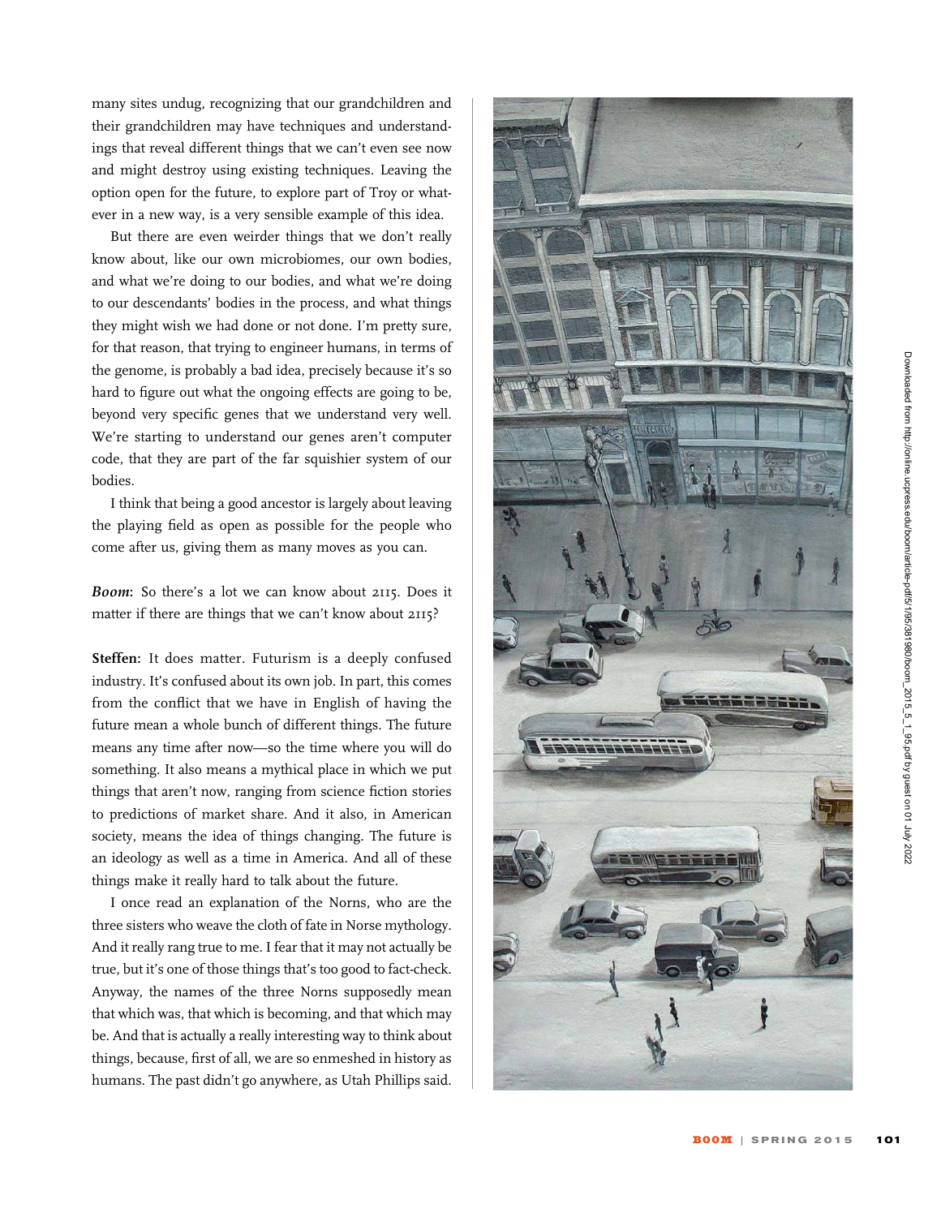many sites undug, recognizing that our grandchildren and their grandchildren may have techniques and understandings that reveal different things that we can't even see now and might destroy using existing techniques. Leaving the option open for the future, to explore part of Troy or whatever in a new way, is a very sensible example of this idea.

But there are even weirder things that we don't really know about, like our own microbiomes, our own bodies, and what we're doing to our bodies, and what we're doing to our descendants' bodies in the process, and what things they might wish we had done or not done. I'm pretty sure, for that reason, that trying to engineer humans, in terms of the genome, is probably a bad idea, precisely because it's so hard to figure out what the ongoing effects are going to be, beyond very specific genes that we understand very well. We're starting to understand our genes aren't computer code, that they are part of the far squishier system of our bodies.

I think that being a good ancestor is largely about leaving the playing field as open as possible for the people who come after us, giving them as many moves as you can.

***Boom***: So there's a lot we can know about 2115. Does it matter if there are things that we can't know about 2115?

**Steffen:** It does matter. Futurism is a deeply confused industry. It's confused about its own job. In part, this comes from the conflict that we have in English of having the future mean a whole bunch of different things. The future means any time after now—so the time where you will do something. It also means a mythical place in which we put things that aren't now, ranging from science fiction stories to predictions of market share. And it also, in American society, means the idea of things changing. The future is an ideology as well as a time in America. And all of these things make it really hard to talk about the future.

I once read an explanation of the Norns, who are the three sisters who weave the cloth of fate in Norse mythology. And it really rang true to me. I fear that it may not actually be true, but it's one of those things that's too good to fact-check. Anyway, the names of the three Norns supposedly mean that which was, that which is becoming, and that which may be. And that is actually a really interesting way to think about things, because, first of all, we are so enmeshed in history as humans. The past didn't go anywhere, as Utah Phillips said.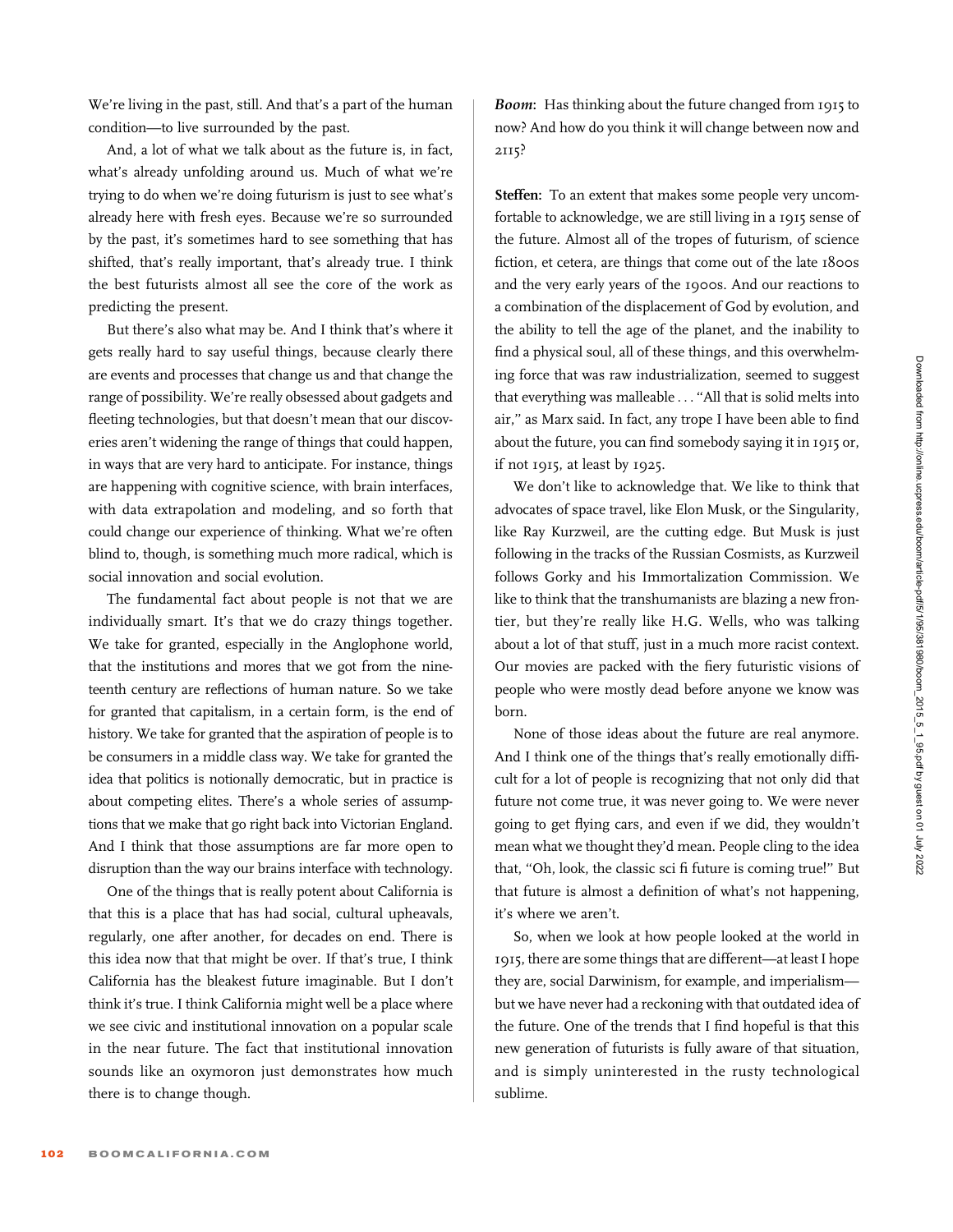We're living in the past, still. And that's a part of the human condition—to live surrounded by the past.

And, a lot of what we talk about as the future is, in fact, what's already unfolding around us. Much of what we're trying to do when we're doing futurism is just to see what's already here with fresh eyes. Because we're so surrounded by the past, it's sometimes hard to see something that has shifted, that's really important, that's already true. I think the best futurists almost all see the core of the work as predicting the present.

But there's also what may be. And I think that's where it gets really hard to say useful things, because clearly there are events and processes that change us and that change the range of possibility. We're really obsessed about gadgets and fleeting technologies, but that doesn't mean that our discoveries aren't widening the range of things that could happen, in ways that are very hard to anticipate. For instance, things are happening with cognitive science, with brain interfaces, with data extrapolation and modeling, and so forth that could change our experience of thinking. What we're often blind to, though, is something much more radical, which is social innovation and social evolution.

The fundamental fact about people is not that we are individually smart. It's that we do crazy things together. We take for granted, especially in the Anglophone world, that the institutions and mores that we got from the nineteenth century are reflections of human nature. So we take for granted that capitalism, in a certain form, is the end of history. We take for granted that the aspiration of people is to be consumers in a middle class way. We take for granted the idea that politics is notionally democratic, but in practice is about competing elites. There's a whole series of assumptions that we make that go right back into Victorian England. And I think that those assumptions are far more open to disruption than the way our brains interface with technology.

One of the things that is really potent about California is that this is a place that has had social, cultural upheavals, regularly, one after another, for decades on end. There is this idea now that that might be over. If that's true, I think California has the bleakest future imaginable. But I don't think it's true. I think California might well be a place where we see civic and institutional innovation on a popular scale in the near future. The fact that institutional innovation sounds like an oxymoron just demonstrates how much there is to change though.

***Boom*:** Has thinking about the future changed from 1915 to now? And how do you think it will change between now and 2115?

**Steffen:** To an extent that makes some people very uncomfortable to acknowledge, we are still living in a 1915 sense of the future. Almost all of the tropes of futurism, of science fiction, et cetera, are things that come out of the late 1800s and the very early years of the 1900s. And our reactions to a combination of the displacement of God by evolution, and the ability to tell the age of the planet, and the inability to find a physical soul, all of these things, and this overwhelming force that was raw industrialization, seemed to suggest that everything was malleable . . . "All that is solid melts into air," as Marx said. In fact, any trope I have been able to find about the future, you can find somebody saying it in 1915 or, if not 1915, at least by 1925.

We don't like to acknowledge that. We like to think that advocates of space travel, like Elon Musk, or the Singularity, like Ray Kurzweil, are the cutting edge. But Musk is just following in the tracks of the Russian Cosmists, as Kurzweil follows Gorky and his Immortalization Commission. We like to think that the transhumanists are blazing a new frontier, but they're really like H.G. Wells, who was talking about a lot of that stuff, just in a much more racist context. Our movies are packed with the fiery futuristic visions of people who were mostly dead before anyone we know was born.

None of those ideas about the future are real anymore. And I think one of the things that's really emotionally difficult for a lot of people is recognizing that not only did that future not come true, it was never going to. We were never going to get flying cars, and even if we did, they wouldn't mean what we thought they'd mean. People cling to the idea that, "Oh, look, the classic sci fi future is coming true!" But that future is almost a definition of what's not happening, it's where we aren't.

So, when we look at how people looked at the world in 1915, there are some things that are different—at least I hope they are, social Darwinism, for example, and imperialism—but we have never had a reckoning with that outdated idea of the future. One of the trends that I find hopeful is that this new generation of futurists is fully aware of that situation, and is simply uninterested in the rusty technological sublime.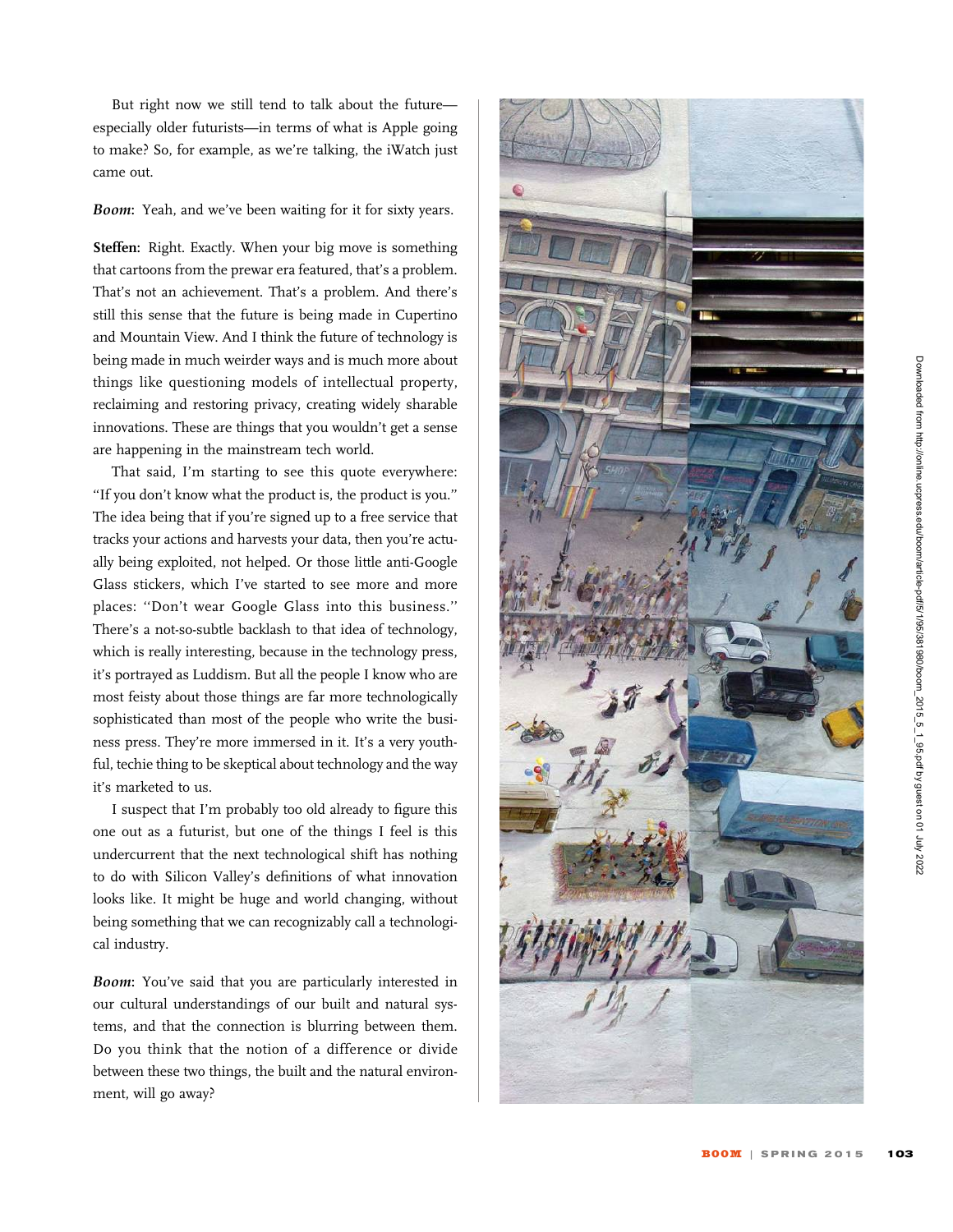But right now we still tend to talk about the future—especially older futurists—in terms of what is Apple going to make? So, for example, as we're talking, the iWatch just came out.

***Boom***: Yeah, and we've been waiting for it for sixty years.

**Steffen:** Right. Exactly. When your big move is something that cartoons from the prewar era featured, that's a problem. That's not an achievement. That's a problem. And there's still this sense that the future is being made in Cupertino and Mountain View. And I think the future of technology is being made in much weirder ways and is much more about things like questioning models of intellectual property, reclaiming and restoring privacy, creating widely sharable innovations. These are things that you wouldn't get a sense are happening in the mainstream tech world.

That said, I'm starting to see this quote everywhere: "If you don't know what the product is, the product is you." The idea being that if you're signed up to a free service that tracks your actions and harvests your data, then you're actually being exploited, not helped. Or those little anti-Google Glass stickers, which I've started to see more and more places: "Don't wear Google Glass into this business." There's a not-so-subtle backlash to that idea of technology, which is really interesting, because in the technology press, it's portrayed as Luddism. But all the people I know who are most feisty about those things are far more technologically sophisticated than most of the people who write the business press. They're more immersed in it. It's a very youthful, techie thing to be skeptical about technology and the way it's marketed to us.

I suspect that I'm probably too old already to figure this one out as a futurist, but one of the things I feel is this undercurrent that the next technological shift has nothing to do with Silicon Valley's definitions of what innovation looks like. It might be huge and world changing, without being something that we can recognizably call a technological industry.

***Boom***: You've said that you are particularly interested in our cultural understandings of our built and natural systems, and that the connection is blurring between them. Do you think that the notion of a difference or divide between these two things, the built and the natural environment, will go away?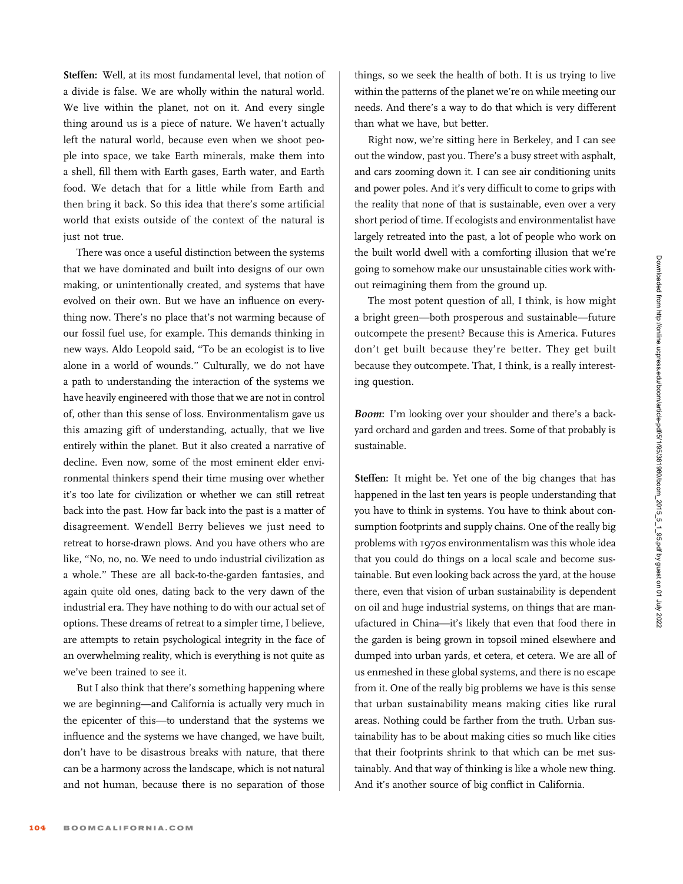**Steffen:** Well, at its most fundamental level, that notion of a divide is false. We are wholly within the natural world. We live within the planet, not on it. And every single thing around us is a piece of nature. We haven't actually left the natural world, because even when we shoot people into space, we take Earth minerals, make them into a shell, fill them with Earth gases, Earth water, and Earth food. We detach that for a little while from Earth and then bring it back. So this idea that there's some artificial world that exists outside of the context of the natural is just not true.

There was once a useful distinction between the systems that we have dominated and built into designs of our own making, or unintentionally created, and systems that have evolved on their own. But we have an influence on everything now. There's no place that's not warming because of our fossil fuel use, for example. This demands thinking in new ways. Aldo Leopold said, "To be an ecologist is to live alone in a world of wounds." Culturally, we do not have a path to understanding the interaction of the systems we have heavily engineered with those that we are not in control of, other than this sense of loss. Environmentalism gave us this amazing gift of understanding, actually, that we live entirely within the planet. But it also created a narrative of decline. Even now, some of the most eminent elder environmental thinkers spend their time musing over whether it's too late for civilization or whether we can still retreat back into the past. How far back into the past is a matter of disagreement. Wendell Berry believes we just need to retreat to horse-drawn plows. And you have others who are like, "No, no, no. We need to undo industrial civilization as a whole." These are all back-to-the-garden fantasies, and again quite old ones, dating back to the very dawn of the industrial era. They have nothing to do with our actual set of options. These dreams of retreat to a simpler time, I believe, are attempts to retain psychological integrity in the face of an overwhelming reality, which is everything is not quite as we've been trained to see it.

But I also think that there's something happening where we are beginning—and California is actually very much in the epicenter of this—to understand that the systems we influence and the systems we have changed, we have built, don't have to be disastrous breaks with nature, that there can be a harmony across the landscape, which is not natural and not human, because there is no separation of those things, so we seek the health of both. It is us trying to live within the patterns of the planet we're on while meeting our needs. And there's a way to do that which is very different than what we have, but better.

Right now, we're sitting here in Berkeley, and I can see out the window, past you. There's a busy street with asphalt, and cars zooming down it. I can see air conditioning units and power poles. And it's very difficult to come to grips with the reality that none of that is sustainable, even over a very short period of time. If ecologists and environmentalist have largely retreated into the past, a lot of people who work on the built world dwell with a comforting illusion that we're going to somehow make our unsustainable cities work without reimagining them from the ground up.

The most potent question of all, I think, is how might a bright green—both prosperous and sustainable—future outcompete the present? Because this is America. Futures don't get built because they're better. They get built because they outcompete. That, I think, is a really interesting question.

***Boom*:** I'm looking over your shoulder and there's a backyard orchard and garden and trees. Some of that probably is sustainable.

**Steffen:** It might be. Yet one of the big changes that has happened in the last ten years is people understanding that you have to think in systems. You have to think about consumption footprints and supply chains. One of the really big problems with 1970s environmentalism was this whole idea that you could do things on a local scale and become sustainable. But even looking back across the yard, at the house there, even that vision of urban sustainability is dependent on oil and huge industrial systems, on things that are manufactured in China—it's likely that even that food there in the garden is being grown in topsoil mined elsewhere and dumped into urban yards, et cetera, et cetera. We are all of us enmeshed in these global systems, and there is no escape from it. One of the really big problems we have is this sense that urban sustainability means making cities like rural areas. Nothing could be farther from the truth. Urban sustainability has to be about making cities so much like cities that their footprints shrink to that which can be met sustainably. And that way of thinking is like a whole new thing. And it's another source of big conflict in California.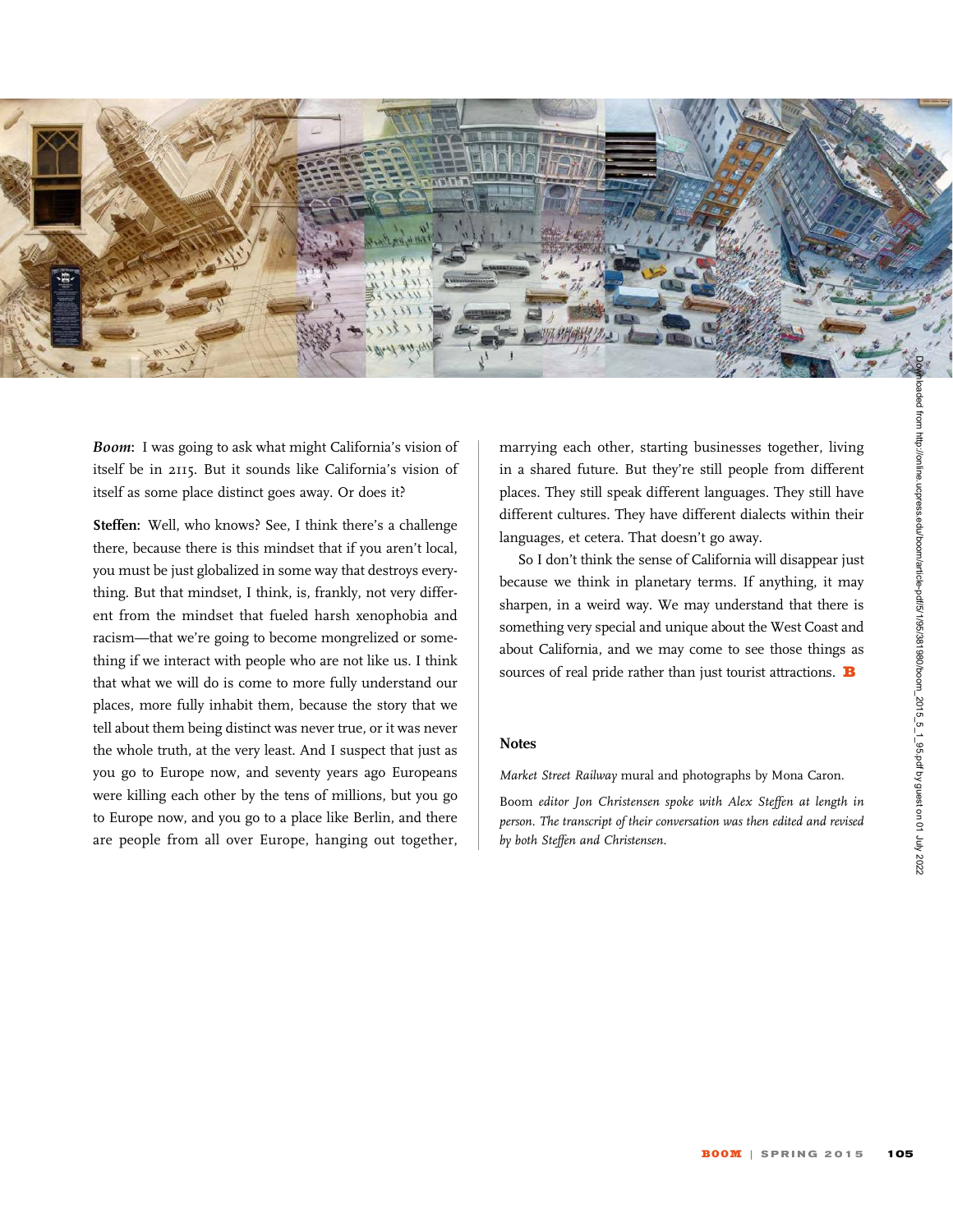***Boom***: I was going to ask what might California's vision of itself be in 2115. But it sounds like California's vision of itself as some place distinct goes away. Or does it?

**Steffen:** Well, who knows? See, I think there's a challenge there, because there is this mindset that if you aren't local, you must be just globalized in some way that destroys everything. But that mindset, I think, is, frankly, not very different from the mindset that fueled harsh xenophobia and racism—that we're going to become mongrelized or something if we interact with people who are not like us. I think that what we will do is come to more fully understand our places, more fully inhabit them, because the story that we tell about them being distinct was never true, or it was never the whole truth, at the very least. And I suspect that just as you go to Europe now, and seventy years ago Europeans were killing each other by the tens of millions, but you go to Europe now, and you go to a place like Berlin, and there are people from all over Europe, hanging out together, marrying each other, starting businesses together, living in a shared future. But they're still people from different places. They still speak different languages. They still have different cultures. They have different dialects within their languages, et cetera. That doesn't go away.

So I don't think the sense of California will disappear just because we think in planetary terms. If anything, it may sharpen, in a weird way. We may understand that there is something very special and unique about the West Coast and about California, and we may come to see those things as sources of real pride rather than just tourist attractions. **B**

## Notes

*Market Street Railway* mural and photographs by Mona Caron.

Boom *editor Jon Christensen spoke with Alex Steffen at length in person. The transcript of their conversation was then edited and revised by both Steffen and Christensen.*